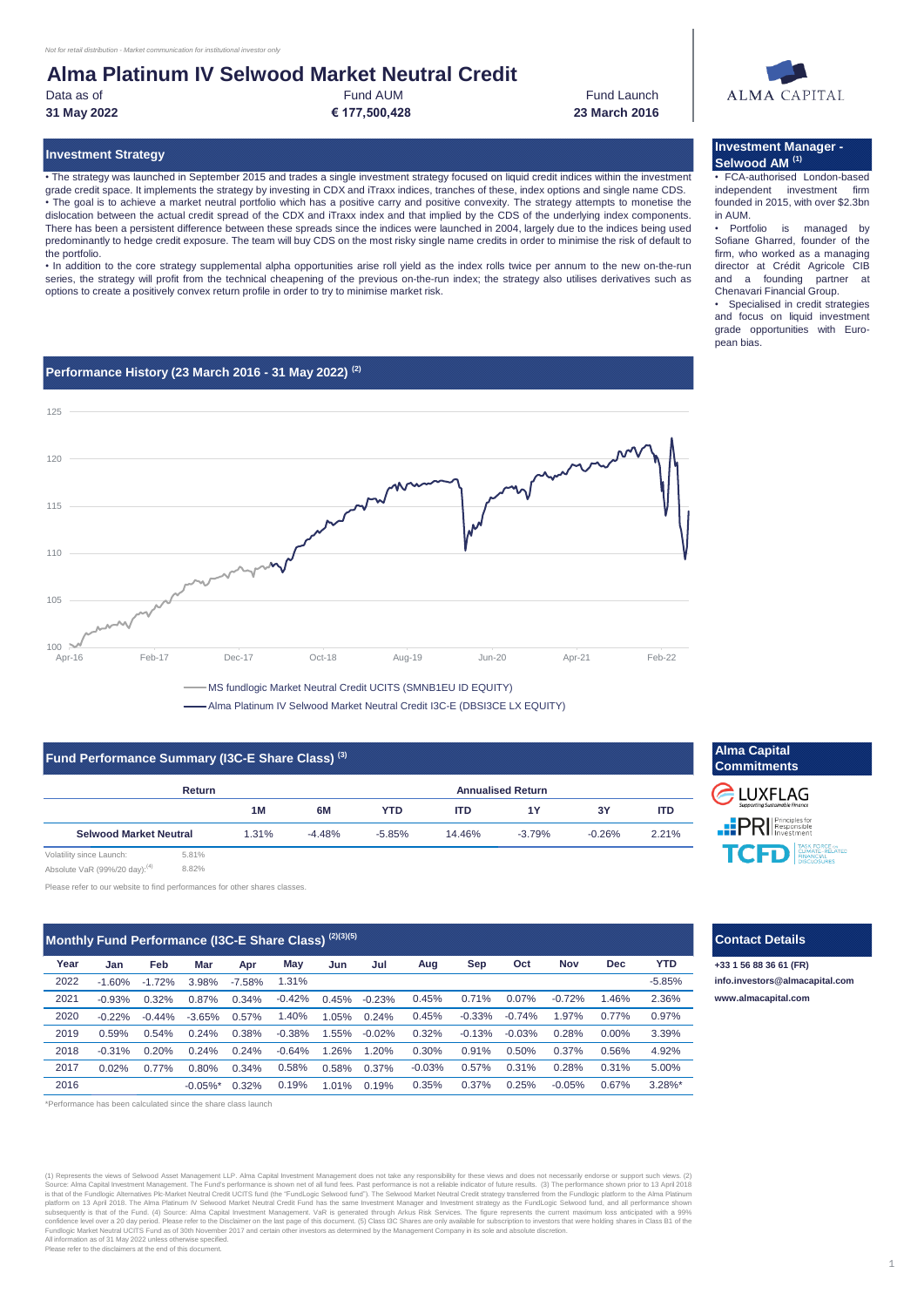*Not for retail distribution - Market communication for institutional investor only*

# Alma Platinum IV Selwood Market Neutral Credit

| Data as of | Fund AUM | Fund Launch |
|---|---|---|
| **31 May 2022** | **€ 177,500,428** | **23 March 2016** |

## Investment Strategy

• The strategy was launched in September 2015 and trades a single investment strategy focused on liquid credit indices within the investment grade credit space. It implements the strategy by investing in CDX and iTraxx indices, tranches of these, index options and single name CDS.

• The goal is to achieve a market neutral portfolio which has a positive carry and positive convexity. The strategy attempts to monetise the dislocation between the actual credit spread of the CDX and iTraxx index and that implied by the CDS of the underlying index components. There has been a persistent difference between these spreads since the indices were launched in 2004, largely due to the indices being used predominantly to hedge credit exposure. The team will buy CDS on the most risky single name credits in order to minimise the risk of default to the portfolio.

• In addition to the core strategy supplemental alpha opportunities arise roll yield as the index rolls twice per annum to the new on-the-run series, the strategy will profit from the technical cheapening of the previous on-the-run index; the strategy also utilises derivatives such as options to create a positively convex return profile in order to try to minimise market risk.

## Investment Manager - Selwood AM [1]

• FCA-authorised London-based independent investment firm founded in 2015, with over $2.3bn in AUM.

• Portfolio is managed by Sofiane Gharred, founder of the firm, who worked as a managing director at Crédit Agricole CIB and a founding partner at Chenavari Financial Group.

• Specialised in credit strategies and focus on liquid investment grade opportunities with European bias.

## Performance History (23 March 2016 - 31 May 2022) [2]

MS fundlogic Market Neutral Credit UCITS (SMNB1EU ID EQUITY)

Alma Platinum IV Selwood Market Neutral Credit I3C-E (DBSI3CE LX EQUITY)

## Fund Performance Summary (I3C-E Share Class) [3]

| Return | | | | Annualised Return | | | |
|---|---|---|---|---|---|---|---|
| | 1M | 6M | YTD | ITD | 1Y | 3Y | ITD |
| **Selwood Market Neutral** | 1.31% | -4.48% | -5.85% | 14.46% | -3.79% | -0.26% | 2.21% |

Volatility since Launch: 5.81%

Absolute VaR (99%/20 day):[4] 8.82%

Please refer to our website to find performances for other shares classes.

## Alma Capital Commitments

LUXFLAG, PRI (Principles for Responsible Investment), TCFD (Task Force on Climate-Related Financial Disclosures)

## Monthly Fund Performance (I3C-E Share Class) [2][3][5]

| Year | Jan | Feb | Mar | Apr | May | Jun | Jul | Aug | Sep | Oct | Nov | Dec | YTD |
|---|---|---|---|---|---|---|---|---|---|---|---|---|---|
| 2022 | -1.60% | -1.72% | 3.98% | -7.58% | 1.31% | | | | | | | | -5.85% |
| 2021 | -0.93% | 0.32% | 0.87% | 0.34% | -0.42% | 0.45% | -0.23% | 0.45% | 0.71% | 0.07% | -0.72% | 1.46% | 2.36% |
| 2020 | -0.22% | -0.44% | -3.65% | 0.57% | 1.40% | 1.05% | 0.24% | 0.45% | -0.33% | -0.74% | 1.97% | 0.77% | 0.97% |
| 2019 | 0.59% | 0.54% | 0.24% | 0.38% | -0.38% | 1.55% | -0.02% | 0.32% | -0.13% | -0.03% | 0.28% | 0.00% | 3.39% |
| 2018 | -0.31% | 0.20% | 0.24% | 0.24% | -0.64% | 1.26% | 1.20% | 0.30% | 0.91% | 0.50% | 0.37% | 0.56% | 4.92% |
| 2017 | 0.02% | 0.77% | 0.80% | 0.34% | 0.58% | 0.58% | 0.37% | -0.03% | 0.57% | 0.31% | 0.28% | 0.31% | 5.00% |
| 2016 | | | -0.05%* | 0.32% | 0.19% | 1.01% | 0.19% | 0.35% | 0.37% | 0.25% | -0.05% | 0.67% | 3.28%* |

*Performance has been calculated since the share class launch

## Contact Details

**+33 1 56 88 36 61 (FR)**

**info.investors@almacapital.com**

**www.almacapital.com**

(1) Represents the views of Selwood Asset Management LLP. Alma Capital Investment Management does not take any responsibility for these views and does not necessarily endorse or support such views. (2) Source: Alma Capital Investment Management. The Fund's performance is shown net of all fund fees. Past performance is not a reliable indicator of future results. (3) The performance shown prior to 13 April 2018 is that of the Fundlogic Alternatives Plc-Market Neutral Credit UCITS fund (the "FundLogic Selwood fund"). The Selwood Market Neutral Credit strategy transferred from the Fundlogic platform to the Alma Platinum platform on 13 April 2018. The Alma Platinum IV Selwood Market Neutral Credit Fund has the same Investment Manager and Investment strategy as the FundLogic Selwood fund, and all performance shown subsequently is that of the Fund. (4) Source: Alma Capital Investment Management. VaR is generated through Arkus Risk Services. The figure represents the current maximum loss anticipated with a 99% confidence level over a 20 day period. Please refer to the Disclaimer on the last page of this document. (5) Class I3C Shares are only available for subscription to investors that were holding shares in Class B1 of the Fundlogic Market Neutral UCITS Fund as of 30th November 2017 and certain other investors as determined by the Management Company in its sole and absolute discretion.
All information as of 31 May 2022 unless otherwise specified.
Please refer to the disclaimers at the end of this document.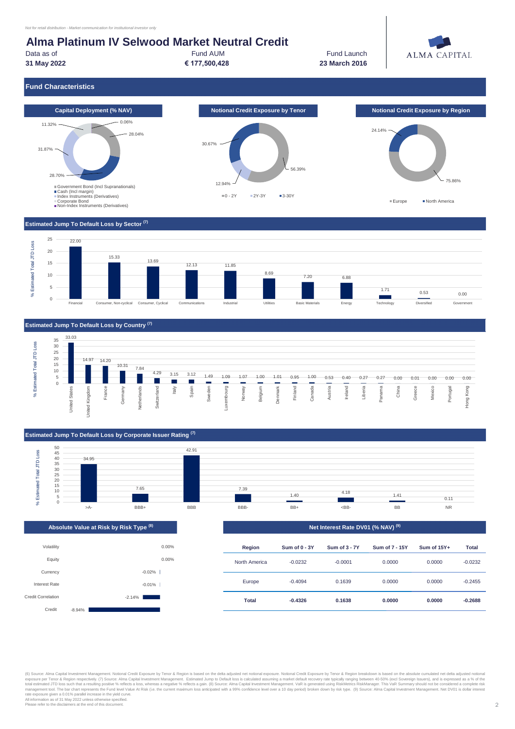*Not for retail distribution - Market communication for institutional investor only*

# Alma Platinum IV Selwood Market Neutral Credit

| Data as of | Fund AUM | Fund Launch |
|---|---|---|
| **31 May 2022** | **€ 177,500,428** | **23 March 2016** |

ALMA CAPITAL

## Fund Characteristics

### Capital Deployment (% NAV)

| Category | % NAV |
|---|---|
| Government Bond (Incl Supranationals) | 28.04% |
| Cash (Incl margin) | 28.70% |
| Index Instruments (Derivatives) | 31.87% |
| Corporate Bond | 11.32% |
| Non-Index Instruments (Derivatives) | 0.06% |

### Notional Credit Exposure by Tenor

| Tenor | % |
|---|---|
| 0 - 2Y | 56.39% |
| 2Y-3Y | 12.94% |
| 3-30Y | 30.67% |

### Notional Credit Exposure by Region

| Region | % |
|---|---|
| Europe | 75.86% |
| North America | 24.14% |

### Estimated Jump To Default Loss by Sector [(7)]

% Estimated Total JTD Loss

| Sector | % |
|---|---|
| Financial | 22.00 |
| Consumer, Non-cyclical | 15.33 |
| Consumer, Cyclical | 13.69 |
| Communications | 12.13 |
| Industrial | 11.85 |
| Utilities | 8.69 |
| Basic Materials | 7.20 |
| Energy | 6.88 |
| Technology | 1.71 |
| Diversified | 0.53 |
| Government | 0.00 |

### Estimated Jump To Default Loss by Country [(7)]

% Estimated Total JTD Loss

| Country | % |
|---|---|
| United States | 33.03 |
| United Kingdom | 14.97 |
| France | 14.20 |
| Germany | 10.31 |
| Netherlands | 7.84 |
| Switzerland | 4.29 |
| Italy | 3.15 |
| Spain | 3.12 |
| Sweden | 1.49 |
| Luxembourg | 1.09 |
| Norway | 1.07 |
| Belgium | 1.00 |
| Denmark | 1.01 |
| Finland | 0.95 |
| Canada | 1.00 |
| Austria | 0.53 |
| Ireland | 0.40 |
| Liberia | 0.27 |
| Panama | 0.27 |
| China | 0.00 |
| Greece | 0.01 |
| Mexico | 0.00 |
| Portugal | 0.00 |
| Hong Kong | 0.00 |

### Estimated Jump To Default Loss by Corporate Issuer Rating [(7)]

% Estimated Total JTD Loss

| Rating | % |
|---|---|
| >A- | 34.95 |
| BBB+ | 7.65 |
| BBB | 42.91 |
| BBB- | 7.39 |
| BB+ | 1.40 |
| <BB- | 4.18 |
| BB | 1.41 |
| NR | 0.11 |

### Absolute Value at Risk by Risk Type [(8)]

| Risk Type | VaR |
|---|---|
| Volatility | 0.00% |
| Equity | 0.00% |
| Currency | -0.02% |
| Interest Rate | -0.01% |
| Credit Correlation | -2.14% |
| Credit | -8.94% |

### Net Interest Rate DV01 (% NAV) [(9)]

| Region | Sum of 0 - 3Y | Sum of 3 - 7Y | Sum of 7 - 15Y | Sum of 15Y+ | Total |
|---|---|---|---|---|---|
| North America | -0.0232 | -0.0001 | 0.0000 | 0.0000 | -0.0232 |
| Europe | -0.4094 | 0.1639 | 0.0000 | 0.0000 | -0.2455 |
| **Total** | **-0.4326** | **0.1638** | **0.0000** | **0.0000** | **-0.2688** |

(6) Source: Alma Capital Investment Management. Notional Credit Exposure by Tenor & Region is based on the delta adjusted net notional exposure. Notional Credit Exposure by Tenor & Region breakdown is based on the absolute cumulated net delta adjusted notional exposure per Tenor & Region respectively. (7) Source: Alma Capital Investment Management. Estimated Jump to Default loss is calculated assuming a market default recovery rate typically ranging between 40-50% (excl Sovereign Issuers), and is expressed as a % of the total estimated JTD loss such that a resulting positive % reflects a loss, whereas a negative % reflects a gain. (8) Source: Alma Capital Investment Management. VaR is generated using RiskMetrics RiskManager. This VaR Summary should not be considered a complete risk management tool. The bar chart represents the Fund level Value At Risk (i.e. the current maximum loss anticipated with a 99% confidence level over a 10 day period) broken down by risk type. (9) Source: Alma Capital Investment Management. Net DV01 is dollar interest rate exposure given a 0.01% parallel increase in the yield curve.
All information as of 31 May 2022 unless otherwise specified.
Please refer to the disclaimers at the end of this document.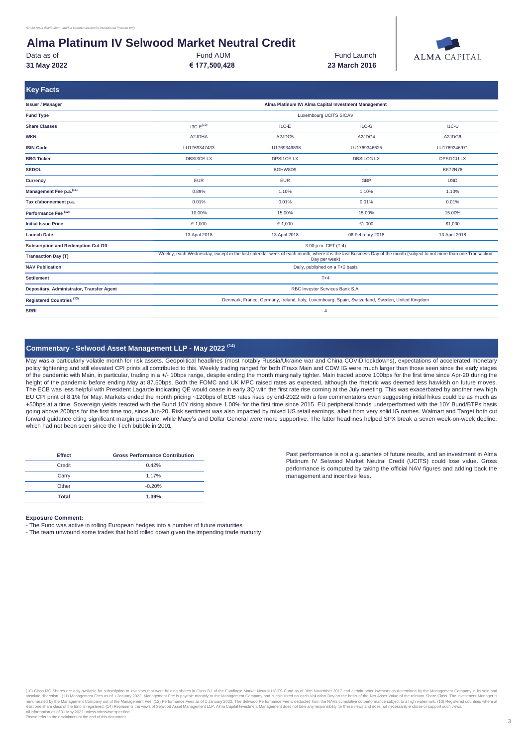*Not for retail distribution - Market communication for institutional investor only*

# Alma Platinum IV Selwood Market Neutral Credit

| Data as of | Fund AUM | Fund Launch |
|---|---|---|
| **31 May 2022** | **€ 177,500,428** | **23 March 2016** |

ALMA CAPITAL

## Key Facts

| **Issuer / Manager** | **Alma Platinum IV/ Alma Capital Investment Management** | | | |
|---|---|---|---|---|
| **Fund Type** | Luxembourg UCITS SICAV | | | |
| **Share Classes** | I3C-E[10] | I1C-E | I1C-G | I1C-U |
| **WKN** | A2JDHA | A2JDG5 | A2JDG4 | A2JDG6 |
| **ISIN-Code** | LU1769347433 | LU1769346898 | LU1769346625 | LU1769346971 |
| **BBG Ticker** | DBSI3CE LX | DPSI1CE LX | DBSILCG LX | DPSI1CU LX |
| **SEDOL** | - | BGHW8D9 | - | BK72N76 |
| **Currency** | EUR | EUR | GBP | USD |
| **Management Fee p.a.[11]** | 0.89% | 1.10% | 1.10% | 1.10% |
| **Tax d'abonnement p.a.** | 0.01% | 0.01% | 0.01% | 0.01% |
| **Performance Fee [12]** | 10.00% | 15.00% | 15.00% | 15.00% |
| **Initial Issue Price** | € 1,000 | € 1,000 | £1,000 | $1,000 |
| **Launch Date** | 13 April 2018 | 13 April 2018 | 06 February 2018 | 13 April 2018 |
| **Subscription and Redemption Cut-Off** | 3:00 p.m. CET (T-4) | | | |
| **Transaction Day (T)** | Weekly, each Wednesday, except in the last calendar week of each month, where it is the last Business Day of the month (subject to not more than one Transaction Day per week) | | | |
| **NAV Publication** | Daily, published on a T+2 basis | | | |
| **Settlement** | T+4 | | | |
| **Depositary, Administrator, Transfer Agent** | RBC Investor Services Bank S.A. | | | |
| **Registered Countries [13]** | Denmark, France, Germany, Ireland, Italy, Luxembourg, Spain, Switzerland, Sweden, United Kingdom | | | |
| **SRRI** | 4 | | | |

## Commentary - Selwood Asset Management LLP - May 2022 [14]

May was a particularly volatile month for risk assets. Geopolitical headlines (most notably Russia/Ukraine war and China COVID lockdowns), expectations of accelerated monetary policy tightening and still elevated CPI prints all contributed to this. Weekly trading ranged for both iTraxx Main and CDW IG were much larger than those seen since the early stages of the pandemic with Main, in particular, trading in a +/- 10bps range, despite ending the month marginally tighter. Main traded above 100bps for the first time since Apr-20 during the height of the pandemic before ending May at 87.50bps. Both the FOMC and UK MPC raised rates as expected, although the rhetoric was deemed less hawkish on future moves. The ECB was less helpful with President Lagarde indicating QE would cease in early 3Q with the first rate rise coming at the July meeting. This was exacerbated by another new high EU CPI print of 8.1% for May. Markets ended the month pricing ~120bps of ECB rates rises by end-2022 with a few commentators even suggesting initial hikes could be as much as +50bps at a time. Sovereign yields reacted with the Bund 10Y rising above 1.00% for the first time since 2015. EU peripheral bonds underperformed with the 10Y Bund/BTPs basis going above 200bps for the first time too, since Jun-20. Risk sentiment was also impacted by mixed US retail earnings, albeit from very solid IG names. Walmart and Target both cut forward guidance citing significant margin pressure, while Macy's and Dollar General were more supportive. The latter headlines helped SPX break a seven week-on-week decline, which had not been seen since the Tech bubble in 2001.

| Effect | Gross Performance Contribution |
|---|---|
| Credit | 0.42% |
| Carry | 1.17% |
| Other | -0.20% |
| **Total** | **1.39%** |

Past performance is not a guarantee of future results, and an investment in Alma Platinum IV Selwood Market Neutral Credit (UCITS) could lose value. Gross performance is computed by taking the official NAV figures and adding back the management and incentive fees.

**Exposure Comment:**

- The Fund was active in rolling European hedges into a number of future maturities
- The team unwound some trades that hold rolled down given the impending trade maturity

(10) Class I3C Shares are only available for subscription to investors that were holding shares in Class B1 of the Fundlogic Market Neutral UCITS Fund as of 30th November 2017 and certain other investors as determined by the Management Company in its sole and absolute discretion. (11) Management Fees as of 1 January 2022. Management Fee is payable monthly to the Management Company and is calculated on each Valuation Day on the basis of the Net Asset Value of the relevant Share Class. The Investment Manager is remunerated by the Management Company out of the Management Fee. (12) Performance Fees as of 1 January 2022. The Selwood Performance Fee is deducted from the NAVs cumulative outperformance subject to a high watermark. (13) Registered countries where at least one share class of the fund is registered. (14) Represents the views of Selwood Asset Management LLP. Alma Capital Investment Management does not take any responsibility for these views and does not necessarily endorse or support such views.
All information as of 31 May 2022 unless otherwise specified.
Please refer to the disclaimers at the end of this document.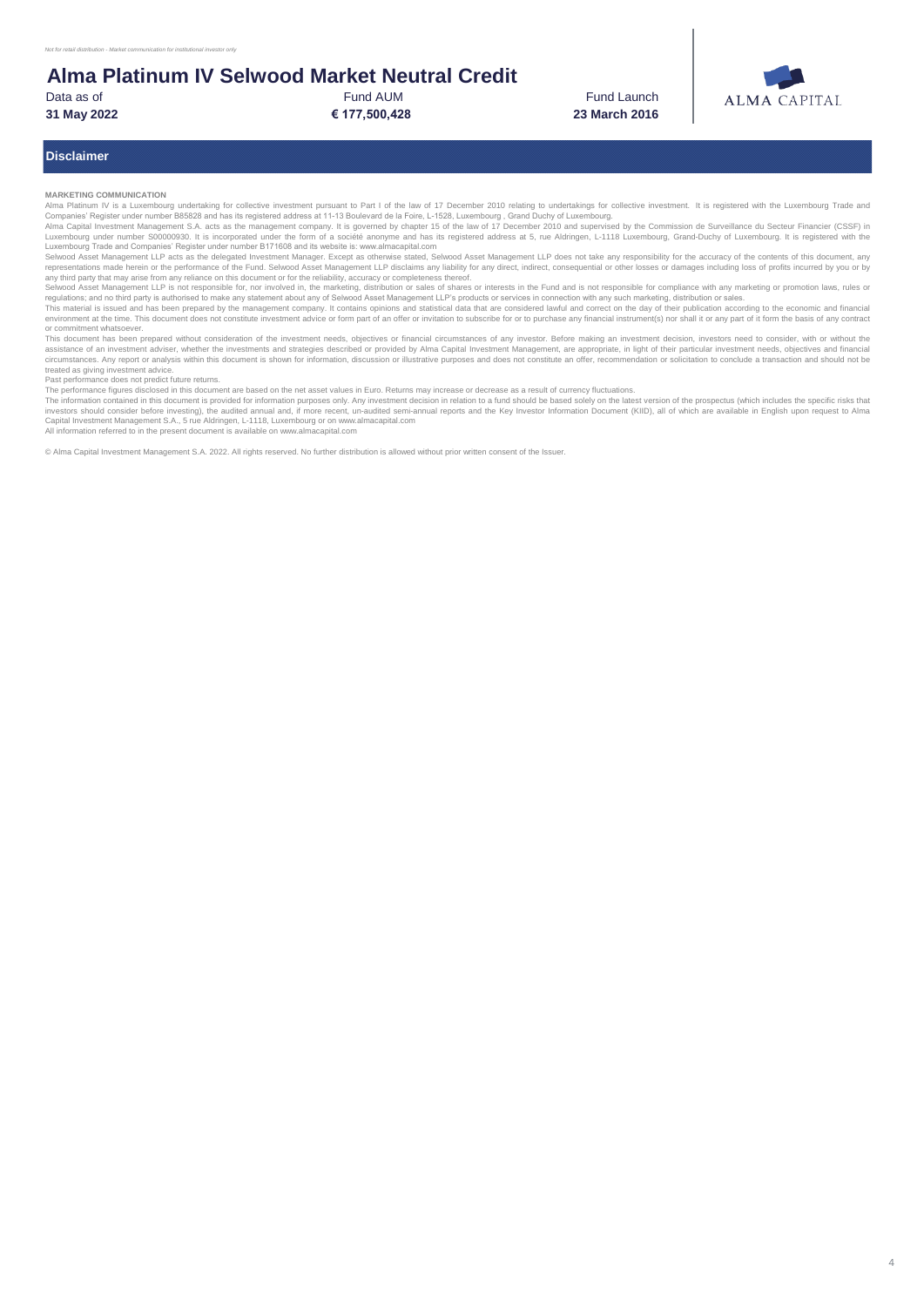*Not for retail distribution - Market communication for institutional investor only*

# Alma Platinum IV Selwood Market Neutral Credit

| Data as of | Fund AUM | Fund Launch |
|---|---|---|
| **31 May 2022** | **€ 177,500,428** | **23 March 2016** |

ALMA CAPITAL

## Disclaimer

**MARKETING COMMUNICATION**

Alma Platinum IV is a Luxembourg undertaking for collective investment pursuant to Part I of the law of 17 December 2010 relating to undertakings for collective investment. It is registered with the Luxembourg Trade and Companies' Register under number B85828 and has its registered address at 11-13 Boulevard de la Foire, L-1528, Luxembourg , Grand Duchy of Luxembourg.

Alma Capital Investment Management S.A. acts as the management company. It is governed by chapter 15 of the law of 17 December 2010 and supervised by the Commission de Surveillance du Secteur Financier (CSSF) in Luxembourg under number S00000930. It is incorporated under the form of a société anonyme and has its registered address at 5, rue Aldringen, L-1118 Luxembourg, Grand-Duchy of Luxembourg. It is registered with the Luxembourg Trade and Companies' Register under number B171608 and its website is: www.almacapital.com

Selwood Asset Management LLP acts as the delegated Investment Manager. Except as otherwise stated, Selwood Asset Management LLP does not take any responsibility for the accuracy of the contents of this document, any representations made herein or the performance of the Fund. Selwood Asset Management LLP disclaims any liability for any direct, indirect, consequential or other losses or damages including loss of profits incurred by you or by any third party that may arise from any reliance on this document or for the reliability, accuracy or completeness thereof.

Selwood Asset Management LLP is not responsible for, nor involved in, the marketing, distribution or sales of shares or interests in the Fund and is not responsible for compliance with any marketing or promotion laws, rules or regulations; and no third party is authorised to make any statement about any of Selwood Asset Management LLP's products or services in connection with any such marketing, distribution or sales.

This material is issued and has been prepared by the management company. It contains opinions and statistical data that are considered lawful and correct on the day of their publication according to the economic and financial environment at the time. This document does not constitute investment advice or form part of an offer or invitation to subscribe for or to purchase any financial instrument(s) nor shall it or any part of it form the basis of any contract or commitment whatsoever.

This document has been prepared without consideration of the investment needs, objectives or financial circumstances of any investor. Before making an investment decision, investors need to consider, with or without the assistance of an investment adviser, whether the investments and strategies described or provided by Alma Capital Investment Management, are appropriate, in light of their particular investment needs, objectives and financial circumstances. Any report or analysis within this document is shown for information, discussion or illustrative purposes and does not constitute an offer, recommendation or solicitation to conclude a transaction and should not be treated as giving investment advice.

Past performance does not predict future returns.

The performance figures disclosed in this document are based on the net asset values in Euro. Returns may increase or decrease as a result of currency fluctuations.

The information contained in this document is provided for information purposes only. Any investment decision in relation to a fund should be based solely on the latest version of the prospectus (which includes the specific risks that investors should consider before investing), the audited annual and, if more recent, un-audited semi-annual reports and the Key Investor Information Document (KIID), all of which are available in English upon request to Alma Capital Investment Management S.A., 5 rue Aldringen, L-1118, Luxembourg or on www.almacapital.com

All information referred to in the present document is available on www.almacapital.com

© Alma Capital Investment Management S.A. 2022. All rights reserved. No further distribution is allowed without prior written consent of the Issuer.